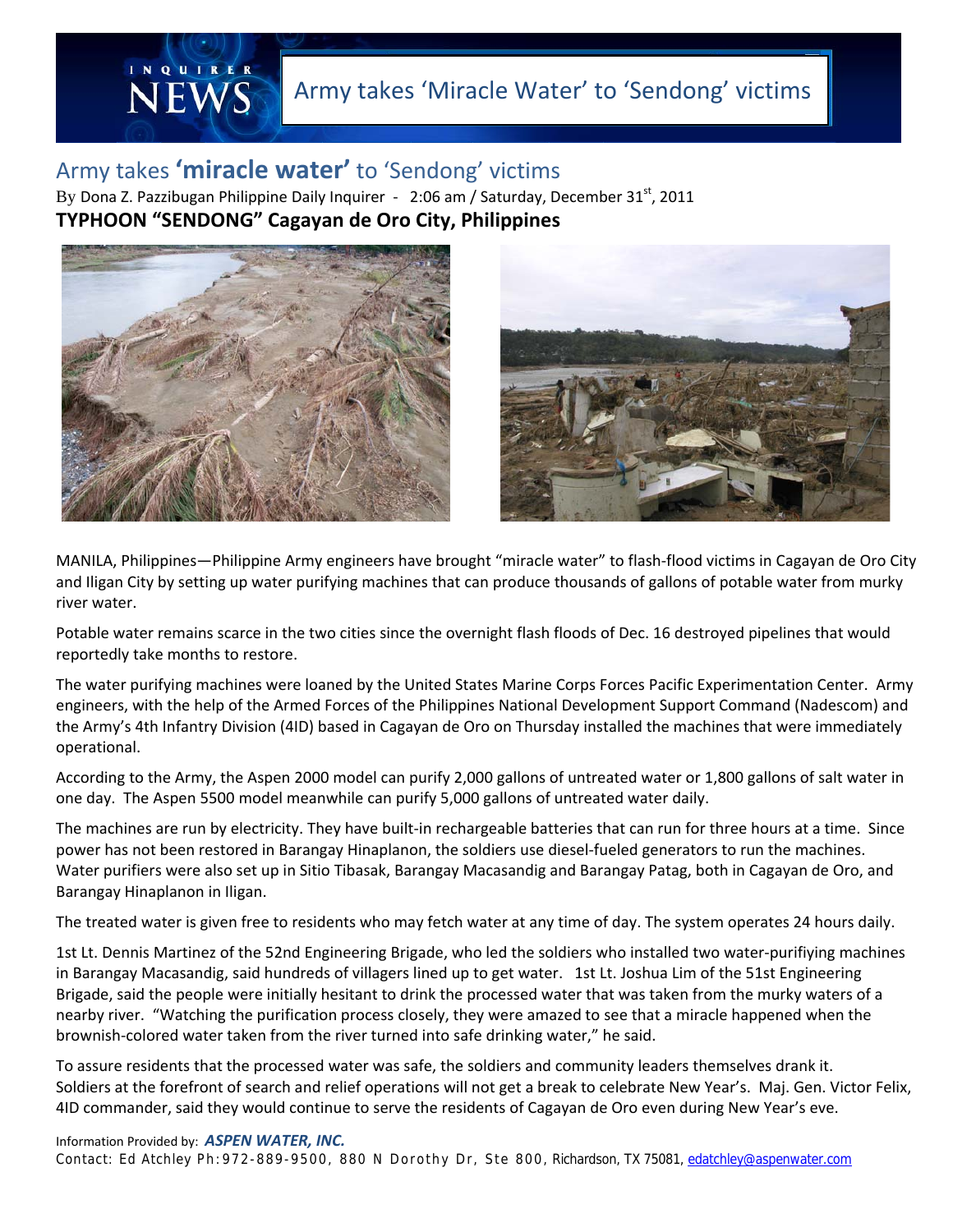# Army takes 'Miracle Water' to 'Sendong' victims

## Army takes **'miracle water'** to 'Sendong' victims

By Dona Z. Pazzibugan Philippine Daily Inquirer - 2:06 am / Saturday, December 31st, 2011

**TYPHOON "SENDONG" Cagayan de Oro City, Philippines**

MANILA, Philippines—Philippine Army engineers have brought "miracle water" to flash-flood victims in Cagayan de Oro City and Iligan City by setting up water purifying machines that can produce thousands of gallons of potable water from murky river water.

Potable water remains scarce in the two cities since the overnight flash floods of Dec. 16 destroyed pipelines that would reportedly take months to restore.

The water purifying machines were loaned by the United States Marine Corps Forces Pacific Experimentation Center. Army engineers, with the help of the Armed Forces of the Philippines National Development Support Command (Nadescom) and the Army's 4th Infantry Division (4ID) based in Cagayan de Oro on Thursday installed the machines that were immediately operational.

According to the Army, the Aspen 2000 model can purify 2,000 gallons of untreated water or 1,800 gallons of salt water in one day. The Aspen 5500 model meanwhile can purify 5,000 gallons of untreated water daily.

The machines are run by electricity. They have built-in rechargeable batteries that can run for three hours at a time. Since power has not been restored in Barangay Hinaplanon, the soldiers use diesel-fueled generators to run the machines. Water purifiers were also set up in Sitio Tibasak, Barangay Macasandig and Barangay Patag, both in Cagayan de Oro, and Barangay Hinaplanon in Iligan.

The treated water is given free to residents who may fetch water at any time of day. The system operates 24 hours daily.

1st Lt. Dennis Martinez of the 52nd Engineering Brigade, who led the soldiers who installed two water-purifiying machines in Barangay Macasandig, said hundreds of villagers lined up to get water. 1st Lt. Joshua Lim of the 51st Engineering Brigade, said the people were initially hesitant to drink the processed water that was taken from the murky waters of a nearby river. "Watching the purification process closely, they were amazed to see that a miracle happened when the brownish-colored water taken from the river turned into safe drinking water," he said.

To assure residents that the processed water was safe, the soldiers and community leaders themselves drank it. Soldiers at the forefront of search and relief operations will not get a break to celebrate New Year's. Maj. Gen. Victor Felix, 4ID commander, said they would continue to serve the residents of Cagayan de Oro even during New Year's eve.

Information Provided by: ***ASPEN WATER, INC.***
Contact: Ed Atchley Ph:972-889-9500, 880 N Dorothy Dr, Ste 800, Richardson, TX 75081, edatchley@aspenwater.com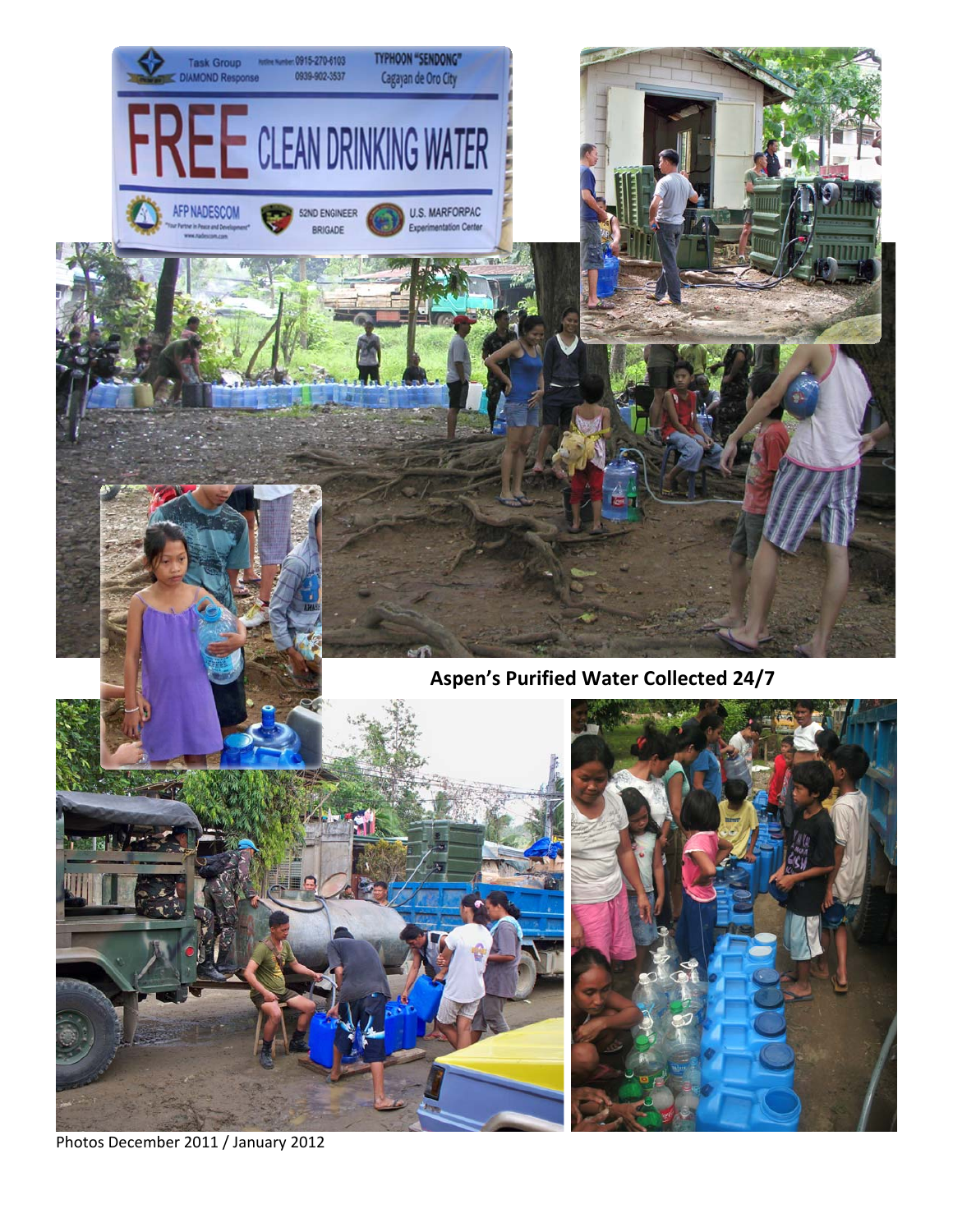Aspen's Purified Water Collected 24/7

Photos December 2011 / January 2012